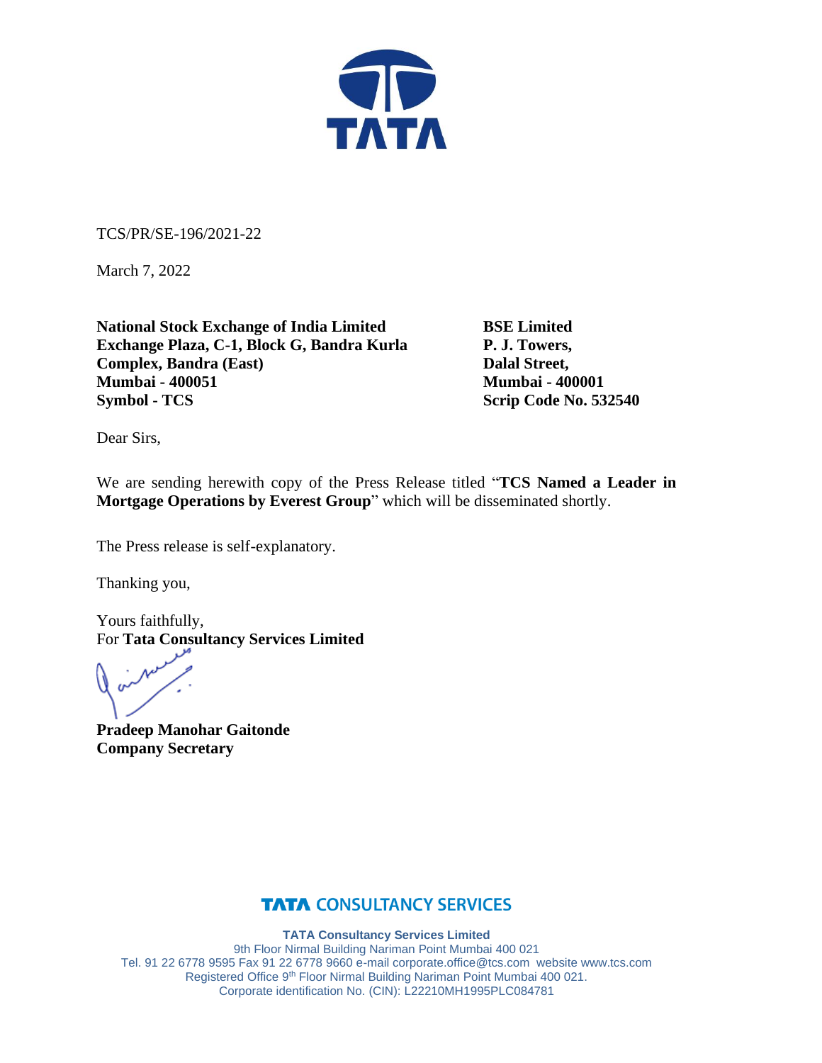TCS/PR/SE-196/2021-22

March 7, 2022

| | |
|---|---|
| **National Stock Exchange of India Limited** | **BSE Limited** |
| **Exchange Plaza, C-1, Block G, Bandra Kurla Complex, Bandra (East)** | **P. J. Towers,** |
| **Mumbai - 400051** | **Dalal Street,** |
| **Symbol - TCS** | **Mumbai - 400001** |
| | **Scrip Code No. 532540** |

Dear Sirs,

We are sending herewith copy of the Press Release titled "**TCS Named a Leader in Mortgage Operations by Everest Group**" which will be disseminated shortly.

The Press release is self-explanatory.

Thanking you,

Yours faithfully,
For **Tata Consultancy Services Limited**

**Pradeep Manohar Gaitonde**
**Company Secretary**

**TATA CONSULTANCY SERVICES**

**TATA Consultancy Services Limited**
9th Floor Nirmal Building Nariman Point Mumbai 400 021
Tel. 91 22 6778 9595 Fax 91 22 6778 9660 e-mail corporate.office@tcs.com website www.tcs.com
Registered Office 9th Floor Nirmal Building Nariman Point Mumbai 400 021.
Corporate identification No. (CIN): L22210MH1995PLC084781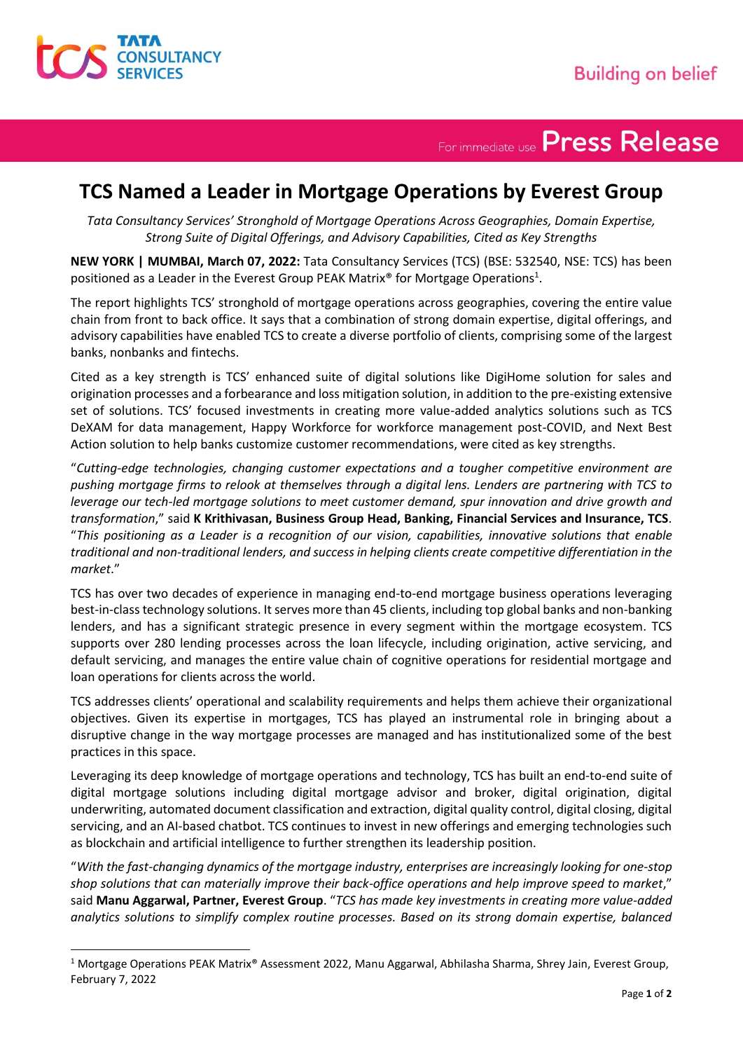# TCS Named a Leader in Mortgage Operations by Everest Group

*Tata Consultancy Services' Stronghold of Mortgage Operations Across Geographies, Domain Expertise, Strong Suite of Digital Offerings, and Advisory Capabilities, Cited as Key Strengths*

**NEW YORK | MUMBAI, March 07, 2022:** Tata Consultancy Services (TCS) (BSE: 532540, NSE: TCS) has been positioned as a Leader in the Everest Group PEAK Matrix® for Mortgage Operations[1].

The report highlights TCS' stronghold of mortgage operations across geographies, covering the entire value chain from front to back office. It says that a combination of strong domain expertise, digital offerings, and advisory capabilities have enabled TCS to create a diverse portfolio of clients, comprising some of the largest banks, nonbanks and fintechs.

Cited as a key strength is TCS' enhanced suite of digital solutions like DigiHome solution for sales and origination processes and a forbearance and loss mitigation solution, in addition to the pre-existing extensive set of solutions. TCS' focused investments in creating more value-added analytics solutions such as TCS DeXAM for data management, Happy Workforce for workforce management post-COVID, and Next Best Action solution to help banks customize customer recommendations, were cited as key strengths.

"*Cutting-edge technologies, changing customer expectations and a tougher competitive environment are pushing mortgage firms to relook at themselves through a digital lens. Lenders are partnering with TCS to leverage our tech-led mortgage solutions to meet customer demand, spur innovation and drive growth and transformation*," said **K Krithivasan, Business Group Head, Banking, Financial Services and Insurance, TCS**. "*This positioning as a Leader is a recognition of our vision, capabilities, innovative solutions that enable traditional and non-traditional lenders, and success in helping clients create competitive differentiation in the market*."

TCS has over two decades of experience in managing end-to-end mortgage business operations leveraging best-in-class technology solutions. It serves more than 45 clients, including top global banks and non-banking lenders, and has a significant strategic presence in every segment within the mortgage ecosystem. TCS supports over 280 lending processes across the loan lifecycle, including origination, active servicing, and default servicing, and manages the entire value chain of cognitive operations for residential mortgage and loan operations for clients across the world.

TCS addresses clients' operational and scalability requirements and helps them achieve their organizational objectives. Given its expertise in mortgages, TCS has played an instrumental role in bringing about a disruptive change in the way mortgage processes are managed and has institutionalized some of the best practices in this space.

Leveraging its deep knowledge of mortgage operations and technology, TCS has built an end-to-end suite of digital mortgage solutions including digital mortgage advisor and broker, digital origination, digital underwriting, automated document classification and extraction, digital quality control, digital closing, digital servicing, and an AI-based chatbot. TCS continues to invest in new offerings and emerging technologies such as blockchain and artificial intelligence to further strengthen its leadership position.

"*With the fast-changing dynamics of the mortgage industry, enterprises are increasingly looking for one-stop shop solutions that can materially improve their back-office operations and help improve speed to market*," said **Manu Aggarwal, Partner, Everest Group**. "*TCS has made key investments in creating more value-added analytics solutions to simplify complex routine processes. Based on its strong domain expertise, balanced*

---

[1] Mortgage Operations PEAK Matrix® Assessment 2022, Manu Aggarwal, Abhilasha Sharma, Shrey Jain, Everest Group, February 7, 2022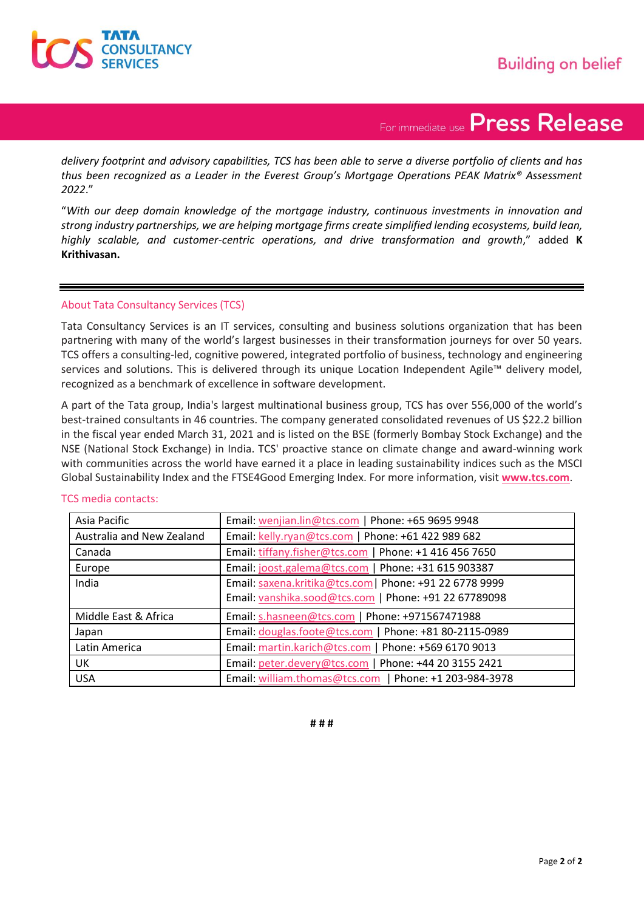*delivery footprint and advisory capabilities, TCS has been able to serve a diverse portfolio of clients and has thus been recognized as a Leader in the Everest Group's Mortgage Operations PEAK Matrix® Assessment 2022.*"

"*With our deep domain knowledge of the mortgage industry, continuous investments in innovation and strong industry partnerships, we are helping mortgage firms create simplified lending ecosystems, build lean, highly scalable, and customer-centric operations, and drive transformation and growth*," added **K Krithivasan.**

---

## About Tata Consultancy Services (TCS)

Tata Consultancy Services is an IT services, consulting and business solutions organization that has been partnering with many of the world's largest businesses in their transformation journeys for over 50 years. TCS offers a consulting-led, cognitive powered, integrated portfolio of business, technology and engineering services and solutions. This is delivered through its unique Location Independent Agile™ delivery model, recognized as a benchmark of excellence in software development.

A part of the Tata group, India's largest multinational business group, TCS has over 556,000 of the world's best-trained consultants in 46 countries. The company generated consolidated revenues of US $22.2 billion in the fiscal year ended March 31, 2021 and is listed on the BSE (formerly Bombay Stock Exchange) and the NSE (National Stock Exchange) in India. TCS' proactive stance on climate change and award-winning work with communities across the world have earned it a place in leading sustainability indices such as the MSCI Global Sustainability Index and the FTSE4Good Emerging Index. For more information, visit **www.tcs.com**.

### TCS media contacts:

| | |
|---|---|
| Asia Pacific | Email: wenjian.lin@tcs.com \| Phone: +65 9695 9948 |
| Australia and New Zealand | Email: kelly.ryan@tcs.com \| Phone: +61 422 989 682 |
| Canada | Email: tiffany.fisher@tcs.com \| Phone: +1 416 456 7650 |
| Europe | Email: joost.galema@tcs.com \| Phone: +31 615 903387 |
| India | Email: saxena.kritika@tcs.com\| Phone: +91 22 6778 9999<br>Email: vanshika.sood@tcs.com \| Phone: +91 22 67789098 |
| Middle East & Africa | Email: s.hasneen@tcs.com \| Phone: +971567471988 |
| Japan | Email: douglas.foote@tcs.com \| Phone: +81 80-2115-0989 |
| Latin America | Email: martin.karich@tcs.com \| Phone: +569 6170 9013 |
| UK | Email: peter.devery@tcs.com \| Phone: +44 20 3155 2421 |
| USA | Email: william.thomas@tcs.com \| Phone: +1 203-984-3978 |

# # #